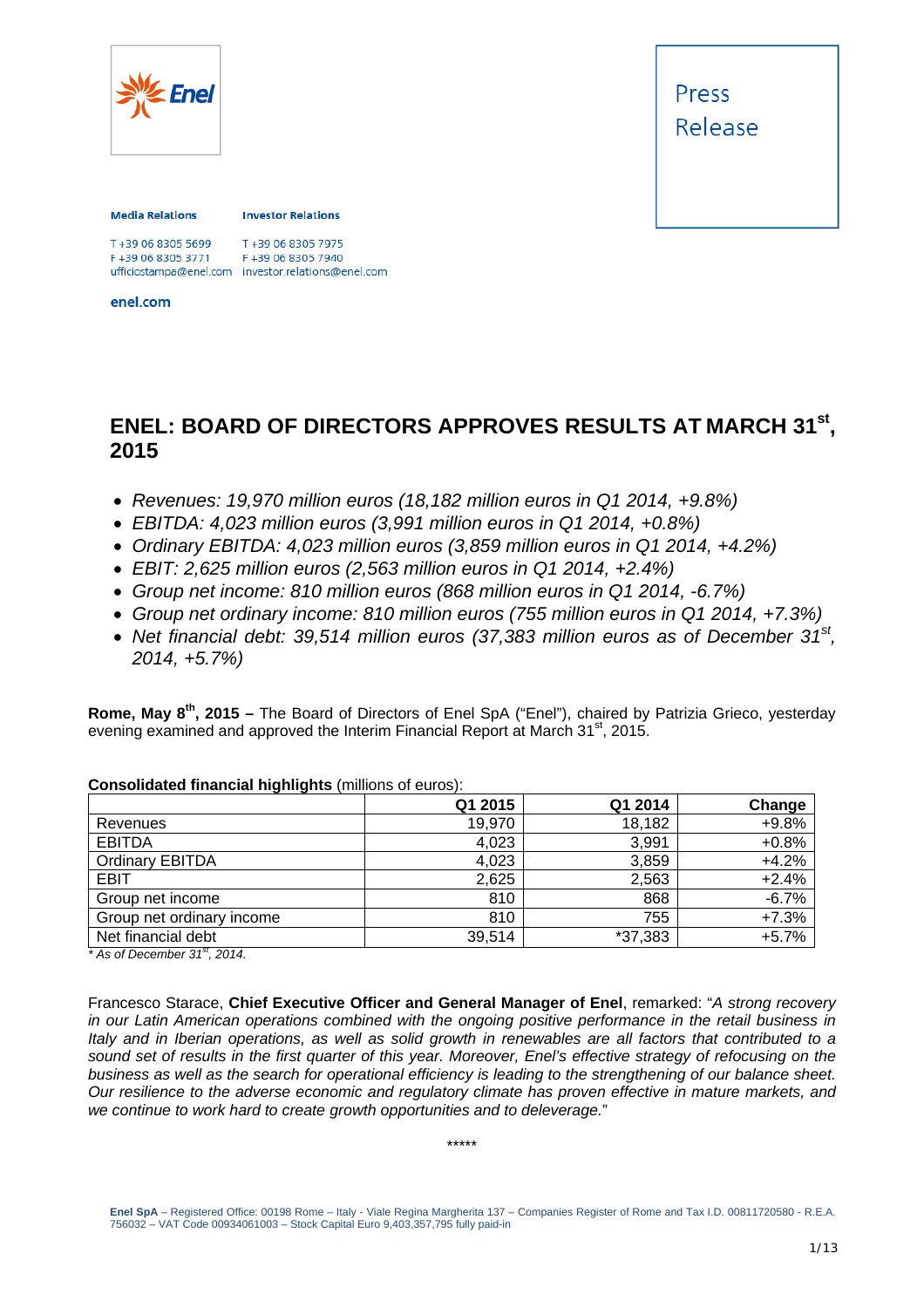Press Release

**Media Relations**

T +39 06 8305 5699
F +39 06 8305 3771
ufficiostampa@enel.com

**Investor Relations**

T +39 06 8305 7975
F +39 06 8305 7940
investor.relations@enel.com

**enel.com**

# ENEL: BOARD OF DIRECTORS APPROVES RESULTS AT MARCH 31st, 2015

- *Revenues: 19,970 million euros (18,182 million euros in Q1 2014, +9.8%)*
- *EBITDA: 4,023 million euros (3,991 million euros in Q1 2014, +0.8%)*
- *Ordinary EBITDA: 4,023 million euros (3,859 million euros in Q1 2014, +4.2%)*
- *EBIT: 2,625 million euros (2,563 million euros in Q1 2014, +2.4%)*
- *Group net income: 810 million euros (868 million euros in Q1 2014, -6.7%)*
- *Group net ordinary income: 810 million euros (755 million euros in Q1 2014, +7.3%)*
- *Net financial debt: 39,514 million euros (37,383 million euros as of December 31st, 2014, +5.7%)*

**Rome, May 8th, 2015 –** The Board of Directors of Enel SpA ("Enel"), chaired by Patrizia Grieco, yesterday evening examined and approved the Interim Financial Report at March 31st, 2015.

**Consolidated financial highlights** (millions of euros):

| | Q1 2015 | Q1 2014 | Change |
|---|---|---|---|
| Revenues | 19,970 | 18,182 | +9.8% |
| EBITDA | 4,023 | 3,991 | +0.8% |
| Ordinary EBITDA | 4,023 | 3,859 | +4.2% |
| EBIT | 2,625 | 2,563 | +2.4% |
| Group net income | 810 | 868 | -6.7% |
| Group net ordinary income | 810 | 755 | +7.3% |
| Net financial debt | 39,514 | *37,383 | +5.7% |

*\* As of December 31st, 2014.*

Francesco Starace, **Chief Executive Officer and General Manager of Enel**, remarked: "*A strong recovery in our Latin American operations combined with the ongoing positive performance in the retail business in Italy and in Iberian operations, as well as solid growth in renewables are all factors that contributed to a sound set of results in the first quarter of this year. Moreover, Enel's effective strategy of refocusing on the business as well as the search for operational efficiency is leading to the strengthening of our balance sheet. Our resilience to the adverse economic and regulatory climate has proven effective in mature markets, and we continue to work hard to create growth opportunities and to deleverage.*"

*****

**Enel SpA** – Registered Office: 00198 Rome – Italy - Viale Regina Margherita 137 – Companies Register of Rome and Tax I.D. 00811720580 - R.E.A. 756032 – VAT Code 00934061003 – Stock Capital Euro 9,403,357,795 fully paid-in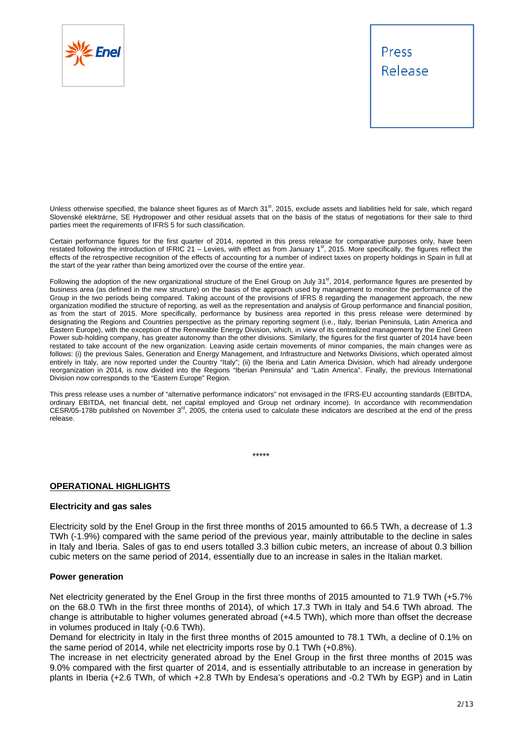Unless otherwise specified, the balance sheet figures as of March 31st, 2015, exclude assets and liabilities held for sale, which regard Slovenské elektrárne, SE Hydropower and other residual assets that on the basis of the status of negotiations for their sale to third parties meet the requirements of IFRS 5 for such classification.

Certain performance figures for the first quarter of 2014, reported in this press release for comparative purposes only, have been restated following the introduction of IFRIC 21 – Levies, with effect as from January 1st, 2015. More specifically, the figures reflect the effects of the retrospective recognition of the effects of accounting for a number of indirect taxes on property holdings in Spain in full at the start of the year rather than being amortized over the course of the entire year.

Following the adoption of the new organizational structure of the Enel Group on July 31st, 2014, performance figures are presented by business area (as defined in the new structure) on the basis of the approach used by management to monitor the performance of the Group in the two periods being compared. Taking account of the provisions of IFRS 8 regarding the management approach, the new organization modified the structure of reporting, as well as the representation and analysis of Group performance and financial position, as from the start of 2015. More specifically, performance by business area reported in this press release were determined by designating the Regions and Countries perspective as the primary reporting segment (i.e., Italy, Iberian Peninsula, Latin America and Eastern Europe), with the exception of the Renewable Energy Division, which, in view of its centralized management by the Enel Green Power sub-holding company, has greater autonomy than the other divisions. Similarly, the figures for the first quarter of 2014 have been restated to take account of the new organization. Leaving aside certain movements of minor companies, the main changes were as follows: (i) the previous Sales, Generation and Energy Management, and Infrastructure and Networks Divisions, which operated almost entirely in Italy, are now reported under the Country "Italy"; (ii) the Iberia and Latin America Division, which had already undergone reorganization in 2014, is now divided into the Regions "Iberian Peninsula" and "Latin America". Finally, the previous International Division now corresponds to the "Eastern Europe" Region.

This press release uses a number of "alternative performance indicators" not envisaged in the IFRS-EU accounting standards (EBITDA, ordinary EBITDA, net financial debt, net capital employed and Group net ordinary income). In accordance with recommendation CESR/05-178b published on November 3rd, 2005, the criteria used to calculate these indicators are described at the end of the press release.

*****

## OPERATIONAL HIGHLIGHTS

### Electricity and gas sales

Electricity sold by the Enel Group in the first three months of 2015 amounted to 66.5 TWh, a decrease of 1.3 TWh (-1.9%) compared with the same period of the previous year, mainly attributable to the decline in sales in Italy and Iberia. Sales of gas to end users totalled 3.3 billion cubic meters, an increase of about 0.3 billion cubic meters on the same period of 2014, essentially due to an increase in sales in the Italian market.

### Power generation

Net electricity generated by the Enel Group in the first three months of 2015 amounted to 71.9 TWh (+5.7% on the 68.0 TWh in the first three months of 2014), of which 17.3 TWh in Italy and 54.6 TWh abroad. The change is attributable to higher volumes generated abroad (+4.5 TWh), which more than offset the decrease in volumes produced in Italy (-0.6 TWh).

Demand for electricity in Italy in the first three months of 2015 amounted to 78.1 TWh, a decline of 0.1% on the same period of 2014, while net electricity imports rose by 0.1 TWh (+0.8%).

The increase in net electricity generated abroad by the Enel Group in the first three months of 2015 was 9.0% compared with the first quarter of 2014, and is essentially attributable to an increase in generation by plants in Iberia (+2.6 TWh, of which +2.8 TWh by Endesa's operations and -0.2 TWh by EGP) and in Latin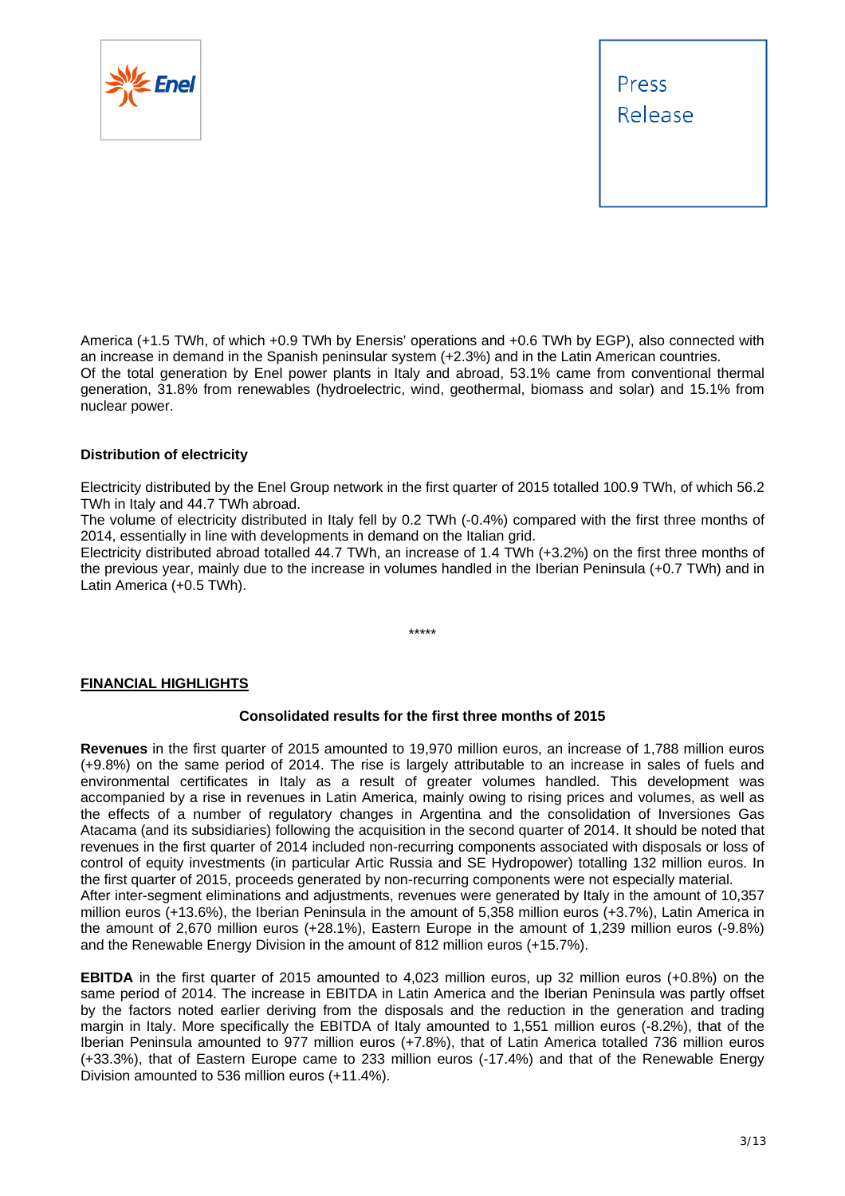America (+1.5 TWh, of which +0.9 TWh by Enersis' operations and +0.6 TWh by EGP), also connected with an increase in demand in the Spanish peninsular system (+2.3%) and in the Latin American countries.
Of the total generation by Enel power plants in Italy and abroad, 53.1% came from conventional thermal generation, 31.8% from renewables (hydroelectric, wind, geothermal, biomass and solar) and 15.1% from nuclear power.

**Distribution of electricity**

Electricity distributed by the Enel Group network in the first quarter of 2015 totalled 100.9 TWh, of which 56.2 TWh in Italy and 44.7 TWh abroad.
The volume of electricity distributed in Italy fell by 0.2 TWh (-0.4%) compared with the first three months of 2014, essentially in line with developments in demand on the Italian grid.
Electricity distributed abroad totalled 44.7 TWh, an increase of 1.4 TWh (+3.2%) on the first three months of the previous year, mainly due to the increase in volumes handled in the Iberian Peninsula (+0.7 TWh) and in Latin America (+0.5 TWh).

*****

## FINANCIAL HIGHLIGHTS

### Consolidated results for the first three months of 2015

**Revenues** in the first quarter of 2015 amounted to 19,970 million euros, an increase of 1,788 million euros (+9.8%) on the same period of 2014. The rise is largely attributable to an increase in sales of fuels and environmental certificates in Italy as a result of greater volumes handled. This development was accompanied by a rise in revenues in Latin America, mainly owing to rising prices and volumes, as well as the effects of a number of regulatory changes in Argentina and the consolidation of Inversiones Gas Atacama (and its subsidiaries) following the acquisition in the second quarter of 2014. It should be noted that revenues in the first quarter of 2014 included non-recurring components associated with disposals or loss of control of equity investments (in particular Artic Russia and SE Hydropower) totalling 132 million euros. In the first quarter of 2015, proceeds generated by non-recurring components were not especially material.
After inter-segment eliminations and adjustments, revenues were generated by Italy in the amount of 10,357 million euros (+13.6%), the Iberian Peninsula in the amount of 5,358 million euros (+3.7%), Latin America in the amount of 2,670 million euros (+28.1%), Eastern Europe in the amount of 1,239 million euros (-9.8%) and the Renewable Energy Division in the amount of 812 million euros (+15.7%).

**EBITDA** in the first quarter of 2015 amounted to 4,023 million euros, up 32 million euros (+0.8%) on the same period of 2014. The increase in EBITDA in Latin America and the Iberian Peninsula was partly offset by the factors noted earlier deriving from the disposals and the reduction in the generation and trading margin in Italy. More specifically the EBITDA of Italy amounted to 1,551 million euros (-8.2%), that of the Iberian Peninsula amounted to 977 million euros (+7.8%), that of Latin America totalled 736 million euros (+33.3%), that of Eastern Europe came to 233 million euros (-17.4%) and that of the Renewable Energy Division amounted to 536 million euros (+11.4%).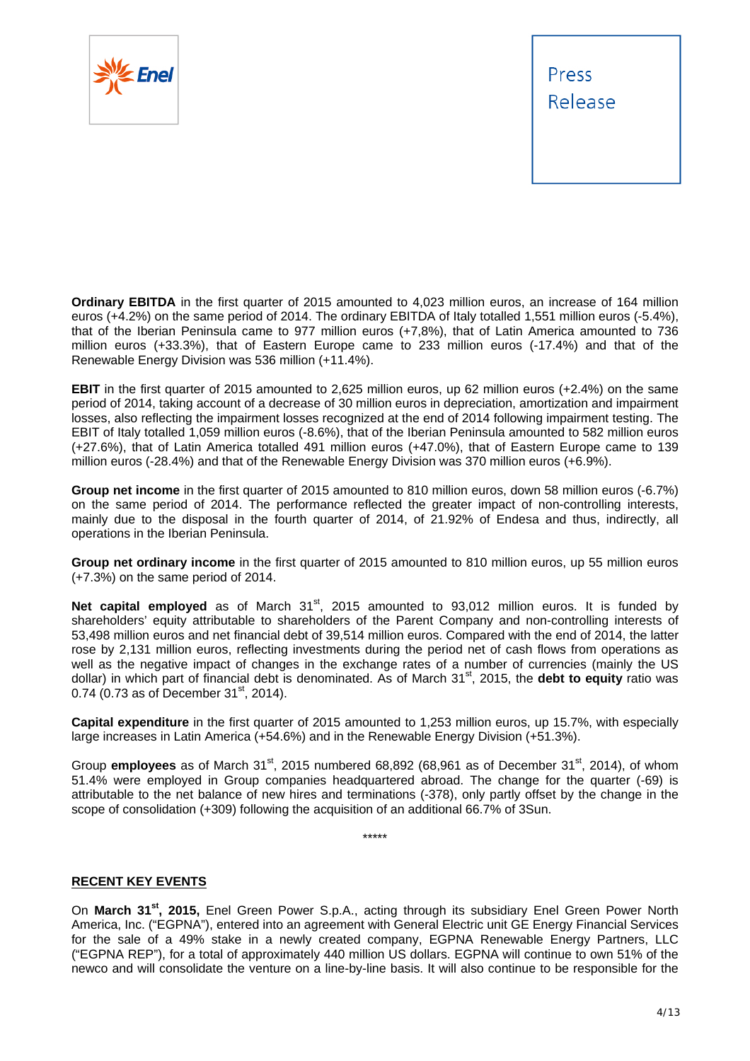**Ordinary EBITDA** in the first quarter of 2015 amounted to 4,023 million euros, an increase of 164 million euros (+4.2%) on the same period of 2014. The ordinary EBITDA of Italy totalled 1,551 million euros (-5.4%), that of the Iberian Peninsula came to 977 million euros (+7,8%), that of Latin America amounted to 736 million euros (+33.3%), that of Eastern Europe came to 233 million euros (-17.4%) and that of the Renewable Energy Division was 536 million (+11.4%).

**EBIT** in the first quarter of 2015 amounted to 2,625 million euros, up 62 million euros (+2.4%) on the same period of 2014, taking account of a decrease of 30 million euros in depreciation, amortization and impairment losses, also reflecting the impairment losses recognized at the end of 2014 following impairment testing. The EBIT of Italy totalled 1,059 million euros (-8.6%), that of the Iberian Peninsula amounted to 582 million euros (+27.6%), that of Latin America totalled 491 million euros (+47.0%), that of Eastern Europe came to 139 million euros (-28.4%) and that of the Renewable Energy Division was 370 million euros (+6.9%).

**Group net income** in the first quarter of 2015 amounted to 810 million euros, down 58 million euros (-6.7%) on the same period of 2014. The performance reflected the greater impact of non-controlling interests, mainly due to the disposal in the fourth quarter of 2014, of 21.92% of Endesa and thus, indirectly, all operations in the Iberian Peninsula.

**Group net ordinary income** in the first quarter of 2015 amounted to 810 million euros, up 55 million euros (+7.3%) on the same period of 2014.

**Net capital employed** as of March 31st, 2015 amounted to 93,012 million euros. It is funded by shareholders' equity attributable to shareholders of the Parent Company and non-controlling interests of 53,498 million euros and net financial debt of 39,514 million euros. Compared with the end of 2014, the latter rose by 2,131 million euros, reflecting investments during the period net of cash flows from operations as well as the negative impact of changes in the exchange rates of a number of currencies (mainly the US dollar) in which part of financial debt is denominated. As of March 31st, 2015, the **debt to equity** ratio was 0.74 (0.73 as of December 31st, 2014).

**Capital expenditure** in the first quarter of 2015 amounted to 1,253 million euros, up 15.7%, with especially large increases in Latin America (+54.6%) and in the Renewable Energy Division (+51.3%).

Group **employees** as of March 31st, 2015 numbered 68,892 (68,961 as of December 31st, 2014), of whom 51.4% were employed in Group companies headquartered abroad. The change for the quarter (-69) is attributable to the net balance of new hires and terminations (-378), only partly offset by the change in the scope of consolidation (+309) following the acquisition of an additional 66.7% of 3Sun.

*****

**RECENT KEY EVENTS**

On **March 31st, 2015,** Enel Green Power S.p.A., acting through its subsidiary Enel Green Power North America, Inc. ("EGPNA"), entered into an agreement with General Electric unit GE Energy Financial Services for the sale of a 49% stake in a newly created company, EGPNA Renewable Energy Partners, LLC ("EGPNA REP"), for a total of approximately 440 million US dollars. EGPNA will continue to own 51% of the newco and will consolidate the venture on a line-by-line basis. It will also continue to be responsible for the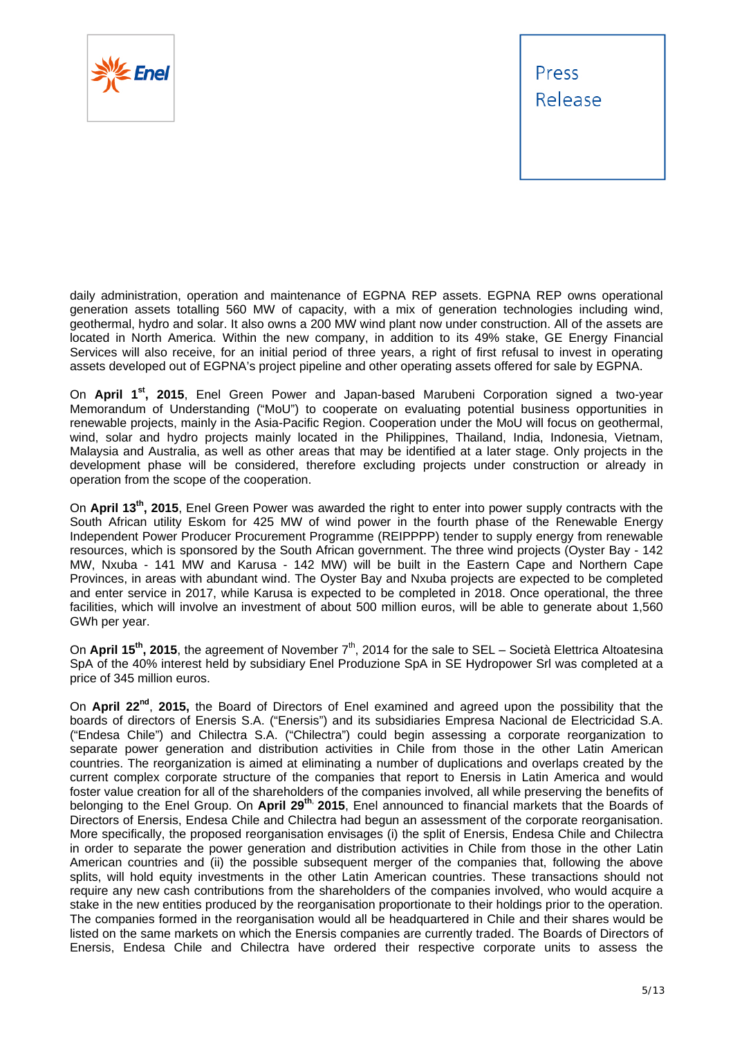daily administration, operation and maintenance of EGPNA REP assets. EGPNA REP owns operational generation assets totalling 560 MW of capacity, with a mix of generation technologies including wind, geothermal, hydro and solar. It also owns a 200 MW wind plant now under construction. All of the assets are located in North America. Within the new company, in addition to its 49% stake, GE Energy Financial Services will also receive, for an initial period of three years, a right of first refusal to invest in operating assets developed out of EGPNA's project pipeline and other operating assets offered for sale by EGPNA.

On **April 1st, 2015**, Enel Green Power and Japan-based Marubeni Corporation signed a two-year Memorandum of Understanding ("MoU") to cooperate on evaluating potential business opportunities in renewable projects, mainly in the Asia-Pacific Region. Cooperation under the MoU will focus on geothermal, wind, solar and hydro projects mainly located in the Philippines, Thailand, India, Indonesia, Vietnam, Malaysia and Australia, as well as other areas that may be identified at a later stage. Only projects in the development phase will be considered, therefore excluding projects under construction or already in operation from the scope of the cooperation.

On **April 13th, 2015**, Enel Green Power was awarded the right to enter into power supply contracts with the South African utility Eskom for 425 MW of wind power in the fourth phase of the Renewable Energy Independent Power Producer Procurement Programme (REIPPPP) tender to supply energy from renewable resources, which is sponsored by the South African government. The three wind projects (Oyster Bay - 142 MW, Nxuba - 141 MW and Karusa - 142 MW) will be built in the Eastern Cape and Northern Cape Provinces, in areas with abundant wind. The Oyster Bay and Nxuba projects are expected to be completed and enter service in 2017, while Karusa is expected to be completed in 2018. Once operational, the three facilities, which will involve an investment of about 500 million euros, will be able to generate about 1,560 GWh per year.

On **April 15th, 2015**, the agreement of November 7th, 2014 for the sale to SEL – Società Elettrica Altoatesina SpA of the 40% interest held by subsidiary Enel Produzione SpA in SE Hydropower Srl was completed at a price of 345 million euros.

On **April 22nd, 2015,** the Board of Directors of Enel examined and agreed upon the possibility that the boards of directors of Enersis S.A. ("Enersis") and its subsidiaries Empresa Nacional de Electricidad S.A. ("Endesa Chile") and Chilectra S.A. ("Chilectra") could begin assessing a corporate reorganization to separate power generation and distribution activities in Chile from those in the other Latin American countries. The reorganization is aimed at eliminating a number of duplications and overlaps created by the current complex corporate structure of the companies that report to Enersis in Latin America and would foster value creation for all of the shareholders of the companies involved, all while preserving the benefits of belonging to the Enel Group. On **April 29th, 2015**, Enel announced to financial markets that the Boards of Directors of Enersis, Endesa Chile and Chilectra had begun an assessment of the corporate reorganisation. More specifically, the proposed reorganisation envisages (i) the split of Enersis, Endesa Chile and Chilectra in order to separate the power generation and distribution activities in Chile from those in the other Latin American countries and (ii) the possible subsequent merger of the companies that, following the above splits, will hold equity investments in the other Latin American countries. These transactions should not require any new cash contributions from the shareholders of the companies involved, who would acquire a stake in the new entities produced by the reorganisation proportionate to their holdings prior to the operation. The companies formed in the reorganisation would all be headquartered in Chile and their shares would be listed on the same markets on which the Enersis companies are currently traded. The Boards of Directors of Enersis, Endesa Chile and Chilectra have ordered their respective corporate units to assess the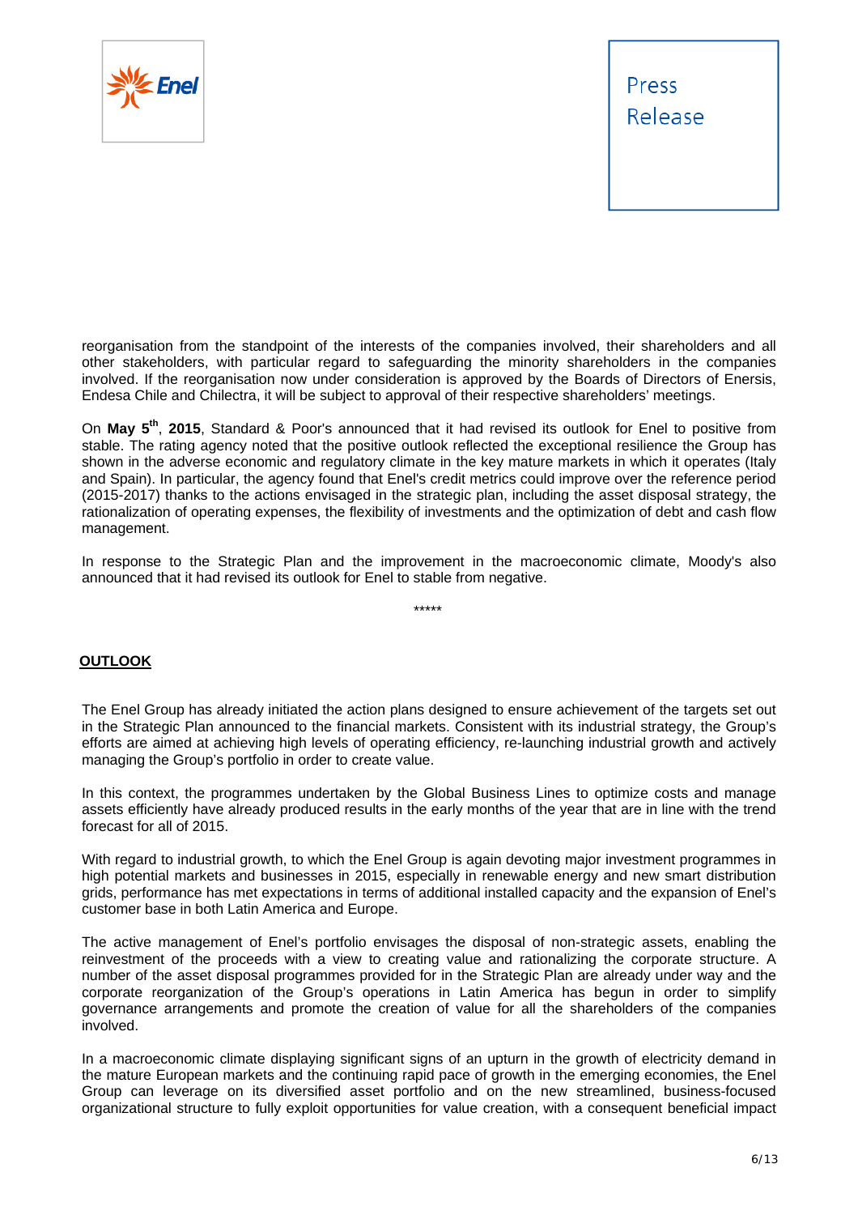reorganisation from the standpoint of the interests of the companies involved, their shareholders and all other stakeholders, with particular regard to safeguarding the minority shareholders in the companies involved. If the reorganisation now under consideration is approved by the Boards of Directors of Enersis, Endesa Chile and Chilectra, it will be subject to approval of their respective shareholders' meetings.

On **May 5th**, **2015**, Standard & Poor's announced that it had revised its outlook for Enel to positive from stable. The rating agency noted that the positive outlook reflected the exceptional resilience the Group has shown in the adverse economic and regulatory climate in the key mature markets in which it operates (Italy and Spain). In particular, the agency found that Enel's credit metrics could improve over the reference period (2015-2017) thanks to the actions envisaged in the strategic plan, including the asset disposal strategy, the rationalization of operating expenses, the flexibility of investments and the optimization of debt and cash flow management.

In response to the Strategic Plan and the improvement in the macroeconomic climate, Moody's also announced that it had revised its outlook for Enel to stable from negative.

*****

## OUTLOOK

The Enel Group has already initiated the action plans designed to ensure achievement of the targets set out in the Strategic Plan announced to the financial markets. Consistent with its industrial strategy, the Group's efforts are aimed at achieving high levels of operating efficiency, re-launching industrial growth and actively managing the Group's portfolio in order to create value.

In this context, the programmes undertaken by the Global Business Lines to optimize costs and manage assets efficiently have already produced results in the early months of the year that are in line with the trend forecast for all of 2015.

With regard to industrial growth, to which the Enel Group is again devoting major investment programmes in high potential markets and businesses in 2015, especially in renewable energy and new smart distribution grids, performance has met expectations in terms of additional installed capacity and the expansion of Enel's customer base in both Latin America and Europe.

The active management of Enel's portfolio envisages the disposal of non-strategic assets, enabling the reinvestment of the proceeds with a view to creating value and rationalizing the corporate structure. A number of the asset disposal programmes provided for in the Strategic Plan are already under way and the corporate reorganization of the Group's operations in Latin America has begun in order to simplify governance arrangements and promote the creation of value for all the shareholders of the companies involved.

In a macroeconomic climate displaying significant signs of an upturn in the growth of electricity demand in the mature European markets and the continuing rapid pace of growth in the emerging economies, the Enel Group can leverage on its diversified asset portfolio and on the new streamlined, business-focused organizational structure to fully exploit opportunities for value creation, with a consequent beneficial impact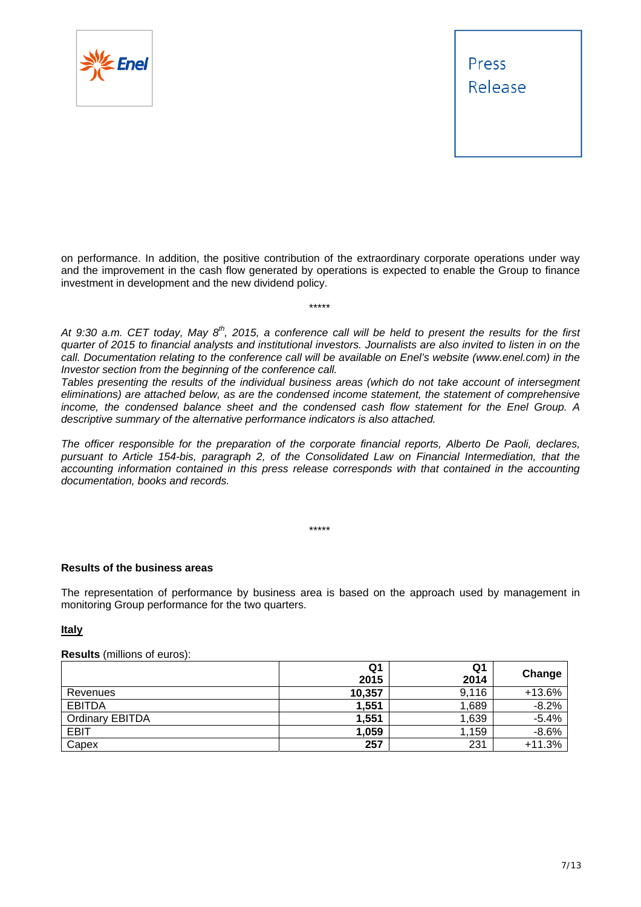on performance. In addition, the positive contribution of the extraordinary corporate operations under way and the improvement in the cash flow generated by operations is expected to enable the Group to finance investment in development and the new dividend policy.

*****

*At 9:30 a.m. CET today, May 8th, 2015, a conference call will be held to present the results for the first quarter of 2015 to financial analysts and institutional investors. Journalists are also invited to listen in on the call. Documentation relating to the conference call will be available on Enel's website (www.enel.com) in the Investor section from the beginning of the conference call.*

*Tables presenting the results of the individual business areas (which do not take account of intersegment eliminations) are attached below, as are the condensed income statement, the statement of comprehensive income, the condensed balance sheet and the condensed cash flow statement for the Enel Group. A descriptive summary of the alternative performance indicators is also attached.*

*The officer responsible for the preparation of the corporate financial reports, Alberto De Paoli, declares, pursuant to Article 154-bis, paragraph 2, of the Consolidated Law on Financial Intermediation, that the accounting information contained in this press release corresponds with that contained in the accounting documentation, books and records.*

*****

**Results of the business areas**

The representation of performance by business area is based on the approach used by management in monitoring Group performance for the two quarters.

**Italy**

**Results** (millions of euros):

| | Q1 2015 | Q1 2014 | Change |
|---|---|---|---|
| Revenues | **10,357** | 9,116 | +13.6% |
| EBITDA | **1,551** | 1,689 | -8.2% |
| Ordinary EBITDA | **1,551** | 1,639 | -5.4% |
| EBIT | **1,059** | 1,159 | -8.6% |
| Capex | **257** | 231 | +11.3% |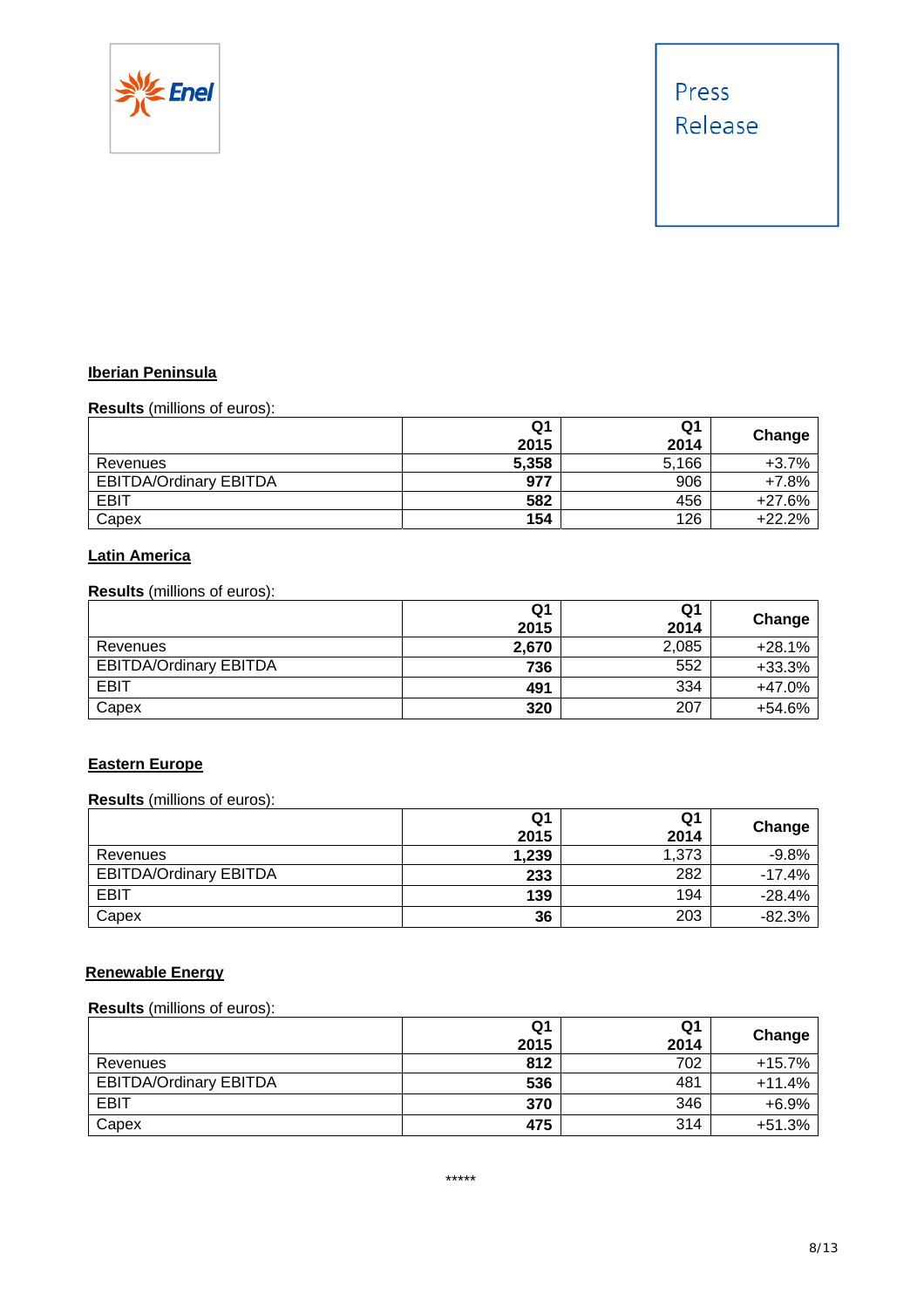## Iberian Peninsula

**Results** (millions of euros):

| | Q1 2015 | Q1 2014 | Change |
|---|---|---|---|
| Revenues | **5,358** | 5,166 | +3.7% |
| EBITDA/Ordinary EBITDA | **977** | 906 | +7.8% |
| EBIT | **582** | 456 | +27.6% |
| Capex | **154** | 126 | +22.2% |

## Latin America

**Results** (millions of euros):

| | Q1 2015 | Q1 2014 | Change |
|---|---|---|---|
| Revenues | **2,670** | 2,085 | +28.1% |
| EBITDA/Ordinary EBITDA | **736** | 552 | +33.3% |
| EBIT | **491** | 334 | +47.0% |
| Capex | **320** | 207 | +54.6% |

## Eastern Europe

**Results** (millions of euros):

| | Q1 2015 | Q1 2014 | Change |
|---|---|---|---|
| Revenues | **1,239** | 1,373 | -9.8% |
| EBITDA/Ordinary EBITDA | **233** | 282 | -17.4% |
| EBIT | **139** | 194 | -28.4% |
| Capex | **36** | 203 | -82.3% |

## Renewable Energy

**Results** (millions of euros):

| | Q1 2015 | Q1 2014 | Change |
|---|---|---|---|
| Revenues | **812** | 702 | +15.7% |
| EBITDA/Ordinary EBITDA | **536** | 481 | +11.4% |
| EBIT | **370** | 346 | +6.9% |
| Capex | **475** | 314 | +51.3% |

*****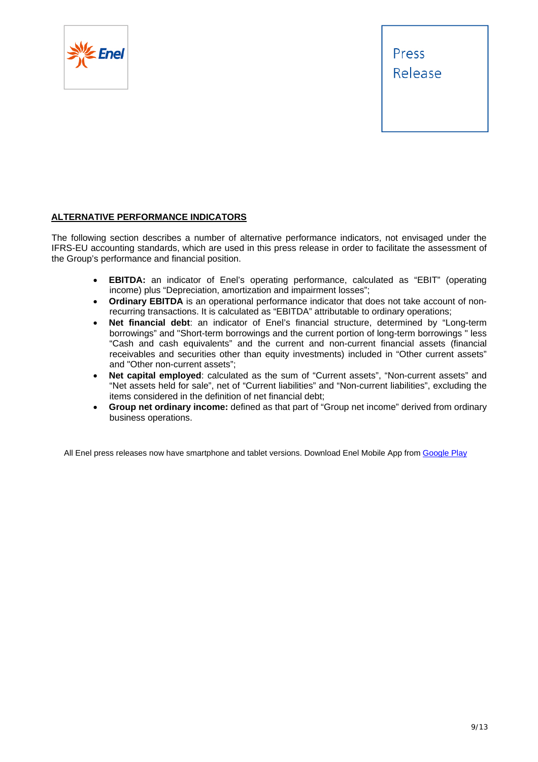**ALTERNATIVE PERFORMANCE INDICATORS**

The following section describes a number of alternative performance indicators, not envisaged under the IFRS-EU accounting standards, which are used in this press release in order to facilitate the assessment of the Group's performance and financial position.

- **EBITDA:** an indicator of Enel's operating performance, calculated as "EBIT" (operating income) plus "Depreciation, amortization and impairment losses";
- **Ordinary EBITDA** is an operational performance indicator that does not take account of non-recurring transactions. It is calculated as "EBITDA" attributable to ordinary operations;
- **Net financial debt**: an indicator of Enel's financial structure, determined by "Long-term borrowings" and "Short-term borrowings and the current portion of long-term borrowings " less "Cash and cash equivalents" and the current and non-current financial assets (financial receivables and securities other than equity investments) included in "Other current assets" and "Other non-current assets";
- **Net capital employed**: calculated as the sum of "Current assets", "Non-current assets" and "Net assets held for sale", net of "Current liabilities" and "Non-current liabilities", excluding the items considered in the definition of net financial debt;
- **Group net ordinary income:** defined as that part of "Group net income" derived from ordinary business operations.

All Enel press releases now have smartphone and tablet versions. Download Enel Mobile App from Google Play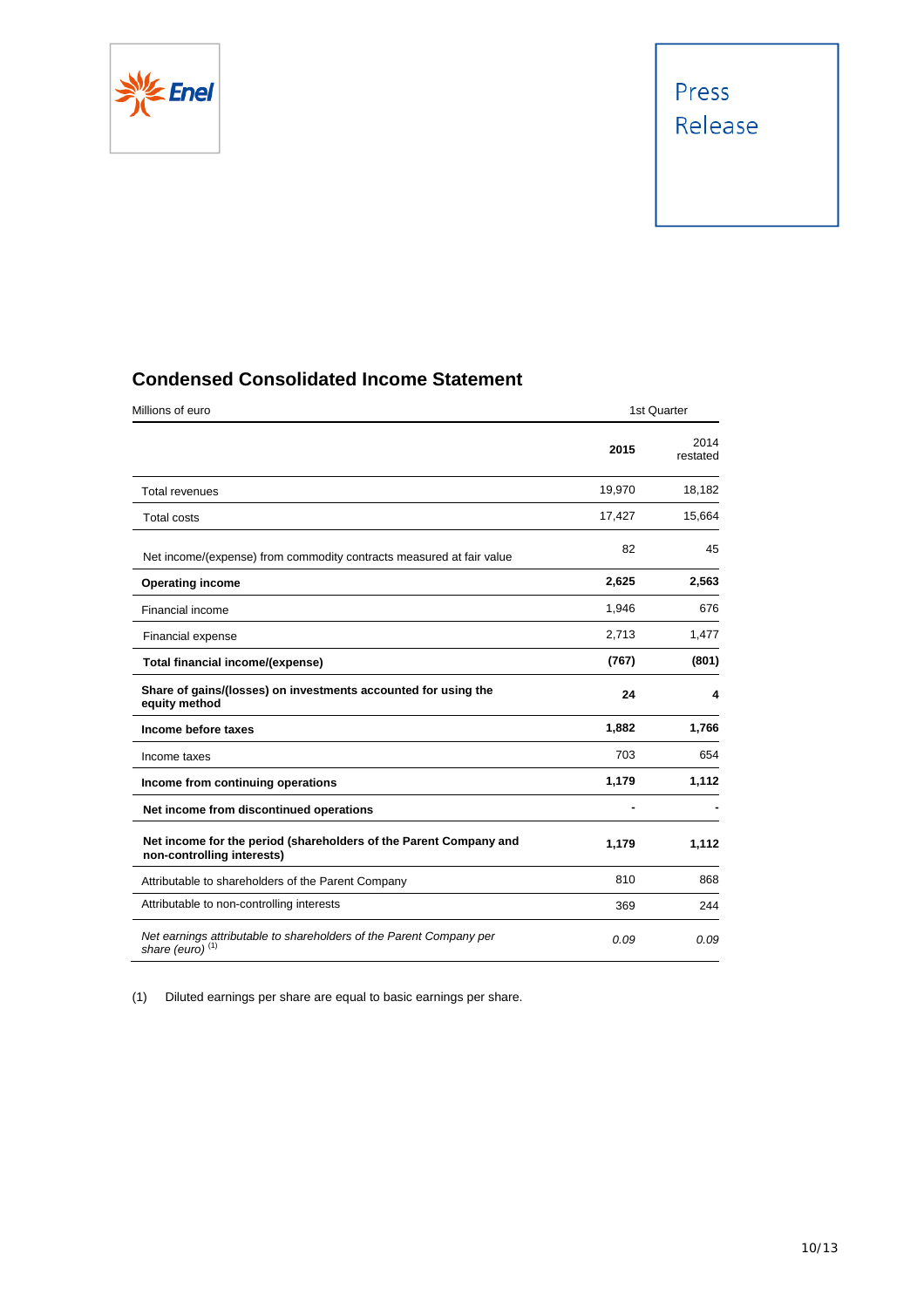Press Release

## Condensed Consolidated Income Statement

| Millions of euro | 1st Quarter | |
|---|---|---|
| | **2015** | 2014 restated |
| Total revenues | 19,970 | 18,182 |
| Total costs | 17,427 | 15,664 |
| Net income/(expense) from commodity contracts measured at fair value | 82 | 45 |
| **Operating income** | **2,625** | **2,563** |
| Financial income | 1,946 | 676 |
| Financial expense | 2,713 | 1,477 |
| **Total financial income/(expense)** | **(767)** | **(801)** |
| **Share of gains/(losses) on investments accounted for using the equity method** | **24** | **4** |
| **Income before taxes** | **1,882** | **1,766** |
| Income taxes | 703 | 654 |
| **Income from continuing operations** | **1,179** | **1,112** |
| **Net income from discontinued operations** | **-** | **-** |
| **Net income for the period (shareholders of the Parent Company and non-controlling interests)** | **1,179** | **1,112** |
| Attributable to shareholders of the Parent Company | 810 | 868 |
| Attributable to non-controlling interests | 369 | 244 |
| *Net earnings attributable to shareholders of the Parent Company per share (euro)* [(1)] | *0.09* | *0.09* |

(1) Diluted earnings per share are equal to basic earnings per share.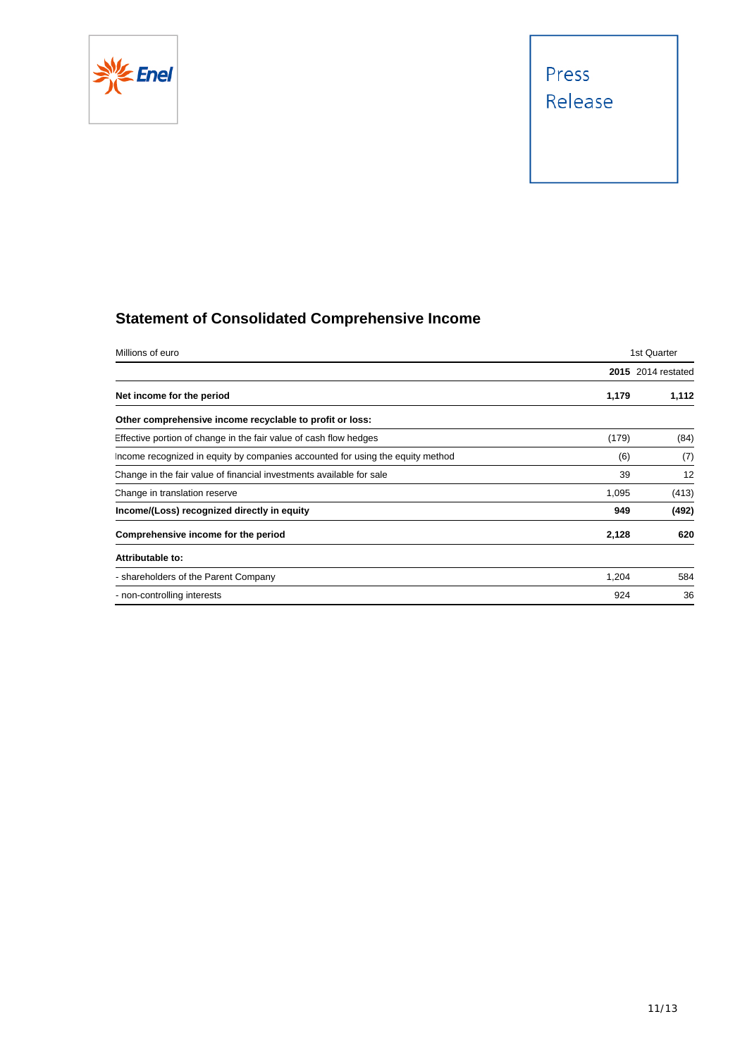Press Release

## Statement of Consolidated Comprehensive Income

| Millions of euro | 1st Quarter | |
|---|---|---|
| | **2015** | 2014 restated |
| **Net income for the period** | **1,179** | **1,112** |
| **Other comprehensive income recyclable to profit or loss:** | | |
| Effective portion of change in the fair value of cash flow hedges | (179) | (84) |
| Income recognized in equity by companies accounted for using the equity method | (6) | (7) |
| Change in the fair value of financial investments available for sale | 39 | 12 |
| Change in translation reserve | 1,095 | (413) |
| **Income/(Loss) recognized directly in equity** | **949** | **(492)** |
| **Comprehensive income for the period** | **2,128** | **620** |
| **Attributable to:** | | |
| - shareholders of the Parent Company | 1,204 | 584 |
| - non-controlling interests | 924 | 36 |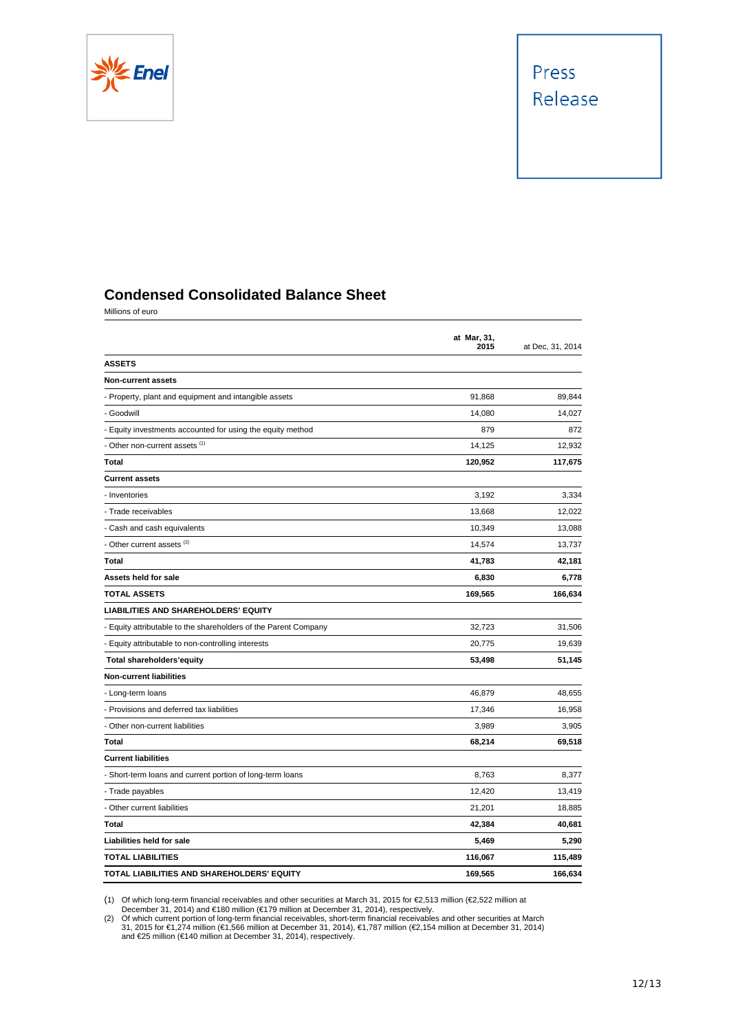## Condensed Consolidated Balance Sheet

Millions of euro

| | at Mar, 31, 2015 | at Dec, 31, 2014 |
|---|---|---|
| **ASSETS** | | |
| **Non-current assets** | | |
| - Property, plant and equipment and intangible assets | 91,868 | 89,844 |
| - Goodwill | 14,080 | 14,027 |
| - Equity investments accounted for using the equity method | 879 | 872 |
| - Other non-current assets [(1)] | 14,125 | 12,932 |
| **Total** | **120,952** | **117,675** |
| **Current assets** | | |
| - Inventories | 3,192 | 3,334 |
| - Trade receivables | 13,668 | 12,022 |
| - Cash and cash equivalents | 10,349 | 13,088 |
| - Other current assets [(2)] | 14,574 | 13,737 |
| **Total** | **41,783** | **42,181** |
| **Assets held for sale** | **6,830** | **6,778** |
| **TOTAL ASSETS** | **169,565** | **166,634** |
| **LIABILITIES AND SHAREHOLDERS' EQUITY** | | |
| - Equity attributable to the shareholders of the Parent Company | 32,723 | 31,506 |
| - Equity attributable to non-controlling interests | 20,775 | 19,639 |
| **Total shareholders'equity** | **53,498** | **51,145** |
| **Non-current liabilities** | | |
| - Long-term loans | 46,879 | 48,655 |
| - Provisions and deferred tax liabilities | 17,346 | 16,958 |
| - Other non-current liabilities | 3,989 | 3,905 |
| **Total** | **68,214** | **69,518** |
| **Current liabilities** | | |
| - Short-term loans and current portion of long-term loans | 8,763 | 8,377 |
| - Trade payables | 12,420 | 13,419 |
| - Other current liabilities | 21,201 | 18,885 |
| **Total** | **42,384** | **40,681** |
| **Liabilities held for sale** | **5,469** | **5,290** |
| **TOTAL LIABILITIES** | **116,067** | **115,489** |
| **TOTAL LIABILITIES AND SHAREHOLDERS' EQUITY** | **169,565** | **166,634** |

(1) Of which long-term financial receivables and other securities at March 31, 2015 for €2,513 million (€2,522 million at December 31, 2014) and €180 million (€179 million at December 31, 2014), respectively.

(2) Of which current portion of long-term financial receivables, short-term financial receivables and other securities at March 31, 2015 for €1,274 million (€1,566 million at December 31, 2014), €1,787 million (€2,154 million at December 31, 2014) and €25 million (€140 million at December 31, 2014), respectively.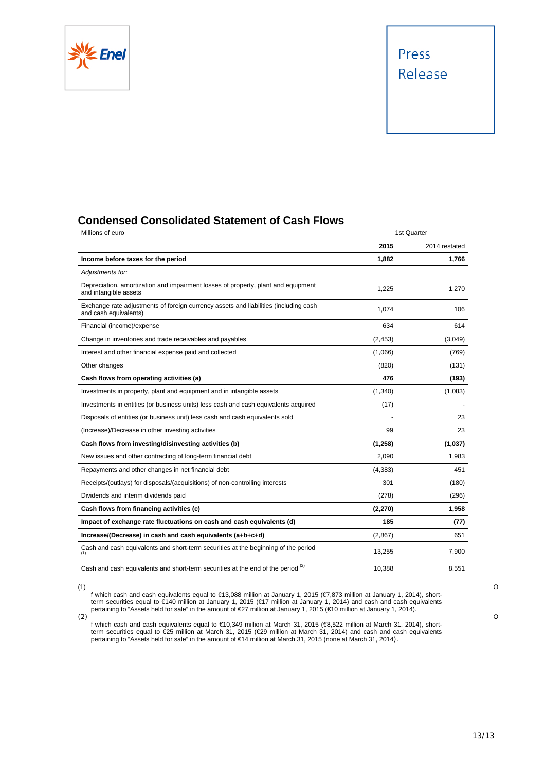Press Release

## Condensed Consolidated Statement of Cash Flows

| Millions of euro | 1st Quarter | |
|---|---|---|
| | **2015** | 2014 restated |
| **Income before taxes for the period** | **1,882** | **1,766** |
| *Adjustments for:* | | |
| Depreciation, amortization and impairment losses of property, plant and equipment and intangible assets | 1,225 | 1,270 |
| Exchange rate adjustments of foreign currency assets and liabilities (including cash and cash equivalents) | 1,074 | 106 |
| Financial (income)/expense | 634 | 614 |
| Change in inventories and trade receivables and payables | (2,453) | (3,049) |
| Interest and other financial expense paid and collected | (1,066) | (769) |
| Other changes | (820) | (131) |
| **Cash flows from operating activities (a)** | **476** | **(193)** |
| Investments in property, plant and equipment and in intangible assets | (1,340) | (1,083) |
| Investments in entities (or business units) less cash and cash equivalents acquired | (17) | - |
| Disposals of entities (or business unit) less cash and cash equivalents sold | - | 23 |
| (Increase)/Decrease in other investing activities | 99 | 23 |
| **Cash flows from investing/disinvesting activities (b)** | **(1,258)** | **(1,037)** |
| New issues and other contracting of long-term financial debt | 2,090 | 1,983 |
| Repayments and other changes in net financial debt | (4,383) | 451 |
| Receipts/(outlays) for disposals/(acquisitions) of non-controlling interests | 301 | (180) |
| Dividends and interim dividends paid | (278) | (296) |
| **Cash flows from financing activities (c)** | **(2,270)** | **1,958** |
| **Impact of exchange rate fluctuations on cash and cash equivalents (d)** | **185** | **(77)** |
| **Increase/(Decrease) in cash and cash equivalents (a+b+c+d)** | (2,867) | 651 |
| Cash and cash equivalents and short-term securities at the beginning of the period [1] | 13,255 | 7,900 |
| Cash and cash equivalents and short-term securities at the end of the period [2] | 10,388 | 8,551 |

(1) Of which cash and cash equivalents equal to €13,088 million at January 1, 2015 (€7,873 million at January 1, 2014), short-term securities equal to €140 million at January 1, 2015 (€17 million at January 1, 2014) and cash and cash equivalents pertaining to "Assets held for sale" in the amount of €27 million at January 1, 2015 (€10 million at January 1, 2014).

(2) Of which cash and cash equivalents equal to €10,349 million at March 31, 2015 (€8,522 million at March 31, 2014), short-term securities equal to €25 million at March 31, 2015 (€29 million at March 31, 2014) and cash and cash equivalents pertaining to "Assets held for sale" in the amount of €14 million at March 31, 2015 (none at March 31, 2014).